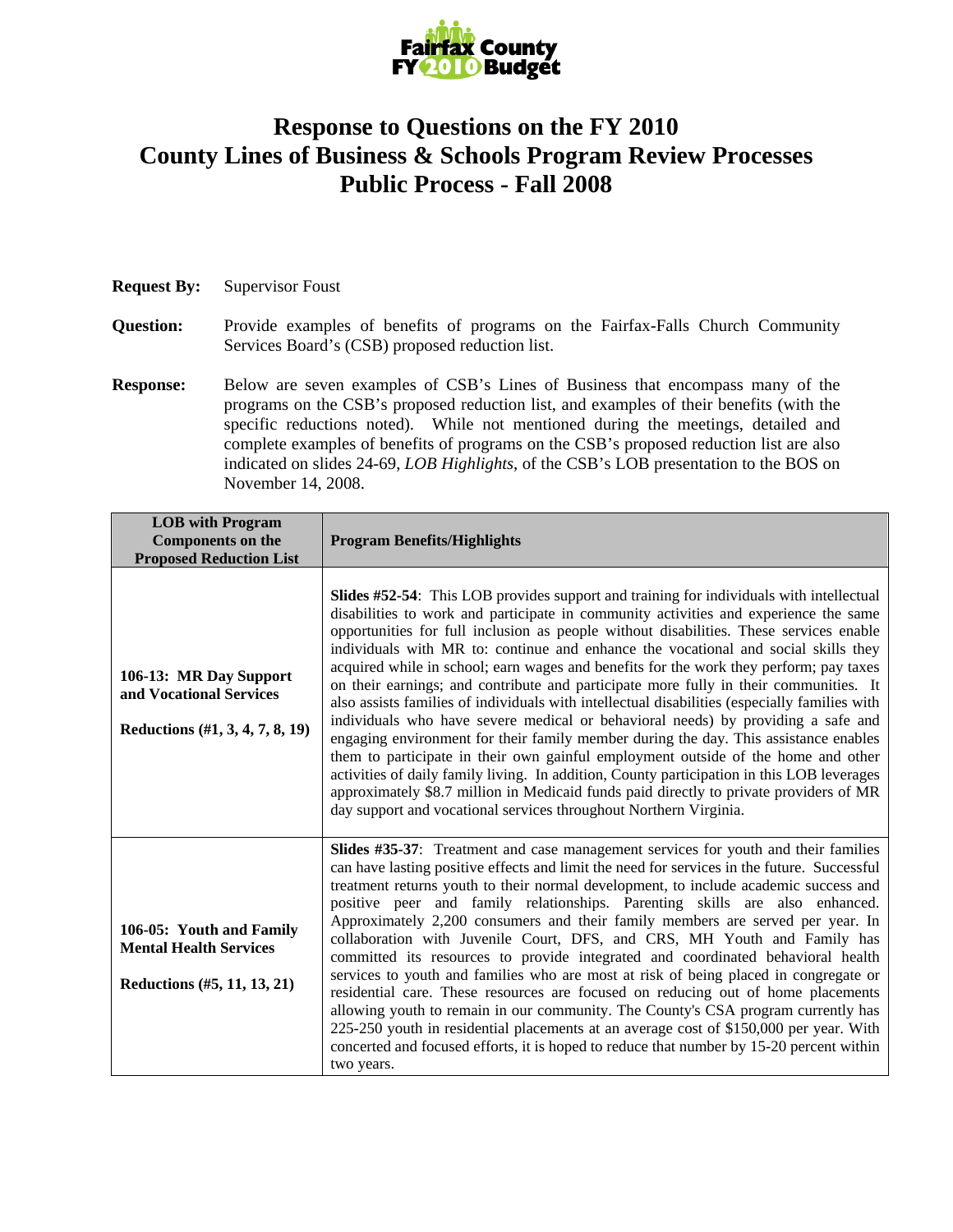Fairfax County FY 2010 Budget

# Response to Questions on the FY 2010 County Lines of Business & Schools Program Review Processes Public Process - Fall 2008

**Request By:** Supervisor Foust

**Question:** Provide examples of benefits of programs on the Fairfax-Falls Church Community Services Board's (CSB) proposed reduction list.

**Response:** Below are seven examples of CSB's Lines of Business that encompass many of the programs on the CSB's proposed reduction list, and examples of their benefits (with the specific reductions noted). While not mentioned during the meetings, detailed and complete examples of benefits of programs on the CSB's proposed reduction list are also indicated on slides 24-69, *LOB Highlights*, of the CSB's LOB presentation to the BOS on November 14, 2008.

| LOB with Program Components on the Proposed Reduction List | Program Benefits/Highlights |
|---|---|
| **106-13: MR Day Support and Vocational Services**<br><br>**Reductions (#1, 3, 4, 7, 8, 19)** | **Slides #52-54**: This LOB provides support and training for individuals with intellectual disabilities to work and participate in community activities and experience the same opportunities for full inclusion as people without disabilities. These services enable individuals with MR to: continue and enhance the vocational and social skills they acquired while in school; earn wages and benefits for the work they perform; pay taxes on their earnings; and contribute and participate more fully in their communities. It also assists families of individuals with intellectual disabilities (especially families with individuals who have severe medical or behavioral needs) by providing a safe and engaging environment for their family member during the day. This assistance enables them to participate in their own gainful employment outside of the home and other activities of daily family living. In addition, County participation in this LOB leverages approximately $8.7 million in Medicaid funds paid directly to private providers of MR day support and vocational services throughout Northern Virginia. |
| **106-05: Youth and Family Mental Health Services**<br><br>**Reductions (#5, 11, 13, 21)** | **Slides #35-37**: Treatment and case management services for youth and their families can have lasting positive effects and limit the need for services in the future. Successful treatment returns youth to their normal development, to include academic success and positive peer and family relationships. Parenting skills are also enhanced. Approximately 2,200 consumers and their family members are served per year. In collaboration with Juvenile Court, DFS, and CRS, MH Youth and Family has committed its resources to provide integrated and coordinated behavioral health services to youth and families who are most at risk of being placed in congregate or residential care. These resources are focused on reducing out of home placements allowing youth to remain in our community. The County's CSA program currently has 225-250 youth in residential placements at an average cost of $150,000 per year. With concerted and focused efforts, it is hoped to reduce that number by 15-20 percent within two years. |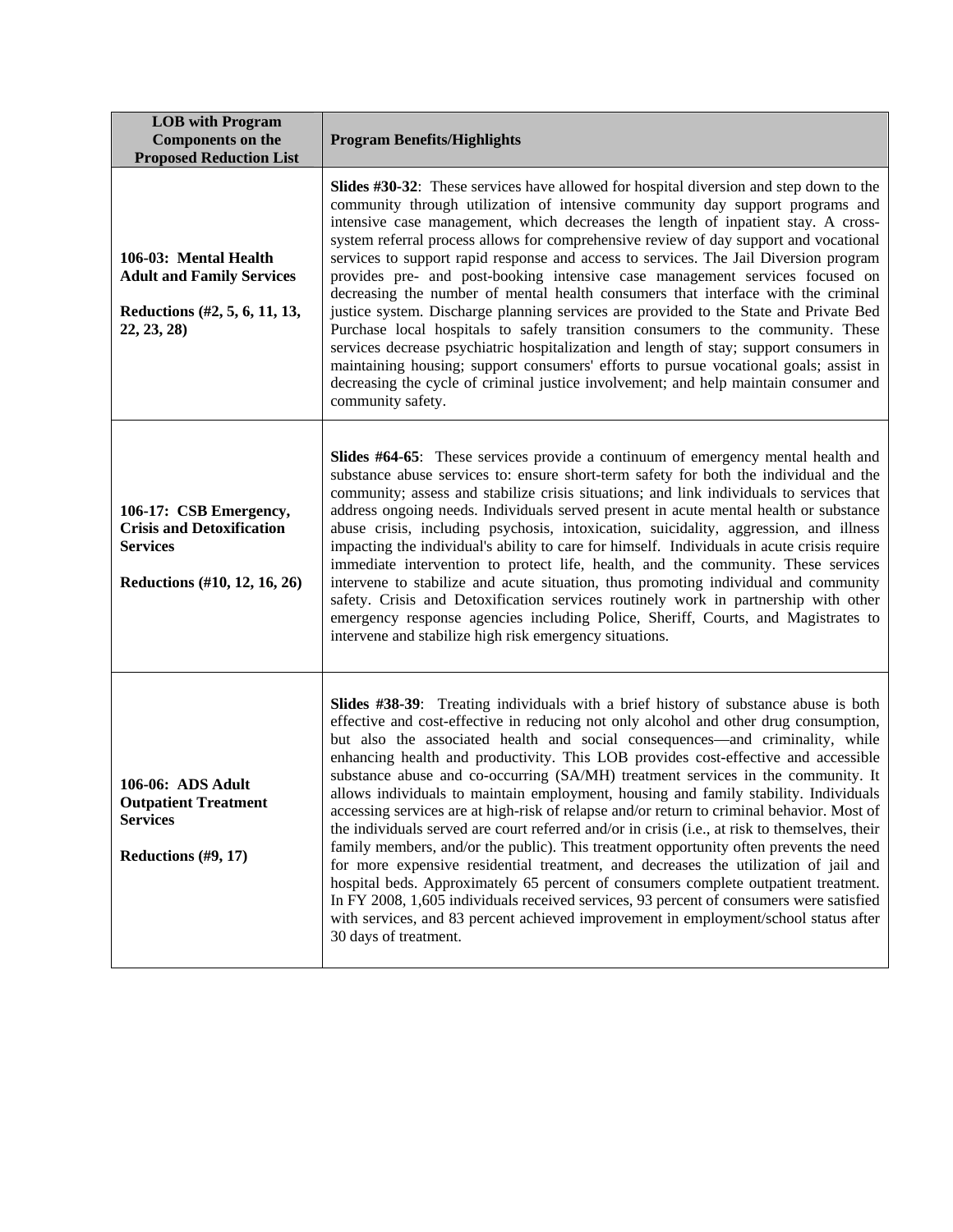| LOB with Program Components on the Proposed Reduction List | Program Benefits/Highlights |
| --- | --- |
| **106-03: Mental Health Adult and Family Services**<br><br>**Reductions (#2, 5, 6, 11, 13, 22, 23, 28)** | **Slides #30-32**: These services have allowed for hospital diversion and step down to the community through utilization of intensive community day support programs and intensive case management, which decreases the length of inpatient stay. A cross-system referral process allows for comprehensive review of day support and vocational services to support rapid response and access to services. The Jail Diversion program provides pre- and post-booking intensive case management services focused on decreasing the number of mental health consumers that interface with the criminal justice system. Discharge planning services are provided to the State and Private Bed Purchase local hospitals to safely transition consumers to the community. These services decrease psychiatric hospitalization and length of stay; support consumers in maintaining housing; support consumers' efforts to pursue vocational goals; assist in decreasing the cycle of criminal justice involvement; and help maintain consumer and community safety. |
| **106-17: CSB Emergency, Crisis and Detoxification Services**<br><br>**Reductions (#10, 12, 16, 26)** | **Slides #64-65**: These services provide a continuum of emergency mental health and substance abuse services to: ensure short-term safety for both the individual and the community; assess and stabilize crisis situations; and link individuals to services that address ongoing needs. Individuals served present in acute mental health or substance abuse crisis, including psychosis, intoxication, suicidality, aggression, and illness impacting the individual's ability to care for himself. Individuals in acute crisis require immediate intervention to protect life, health, and the community. These services intervene to stabilize and acute situation, thus promoting individual and community safety. Crisis and Detoxification services routinely work in partnership with other emergency response agencies including Police, Sheriff, Courts, and Magistrates to intervene and stabilize high risk emergency situations. |
| **106-06: ADS Adult Outpatient Treatment Services**<br><br>**Reductions (#9, 17)** | **Slides #38-39**: Treating individuals with a brief history of substance abuse is both effective and cost-effective in reducing not only alcohol and other drug consumption, but also the associated health and social consequences—and criminality, while enhancing health and productivity. This LOB provides cost-effective and accessible substance abuse and co-occurring (SA/MH) treatment services in the community. It allows individuals to maintain employment, housing and family stability. Individuals accessing services are at high-risk of relapse and/or return to criminal behavior. Most of the individuals served are court referred and/or in crisis (i.e., at risk to themselves, their family members, and/or the public). This treatment opportunity often prevents the need for more expensive residential treatment, and decreases the utilization of jail and hospital beds. Approximately 65 percent of consumers complete outpatient treatment. In FY 2008, 1,605 individuals received services, 93 percent of consumers were satisfied with services, and 83 percent achieved improvement in employment/school status after 30 days of treatment. |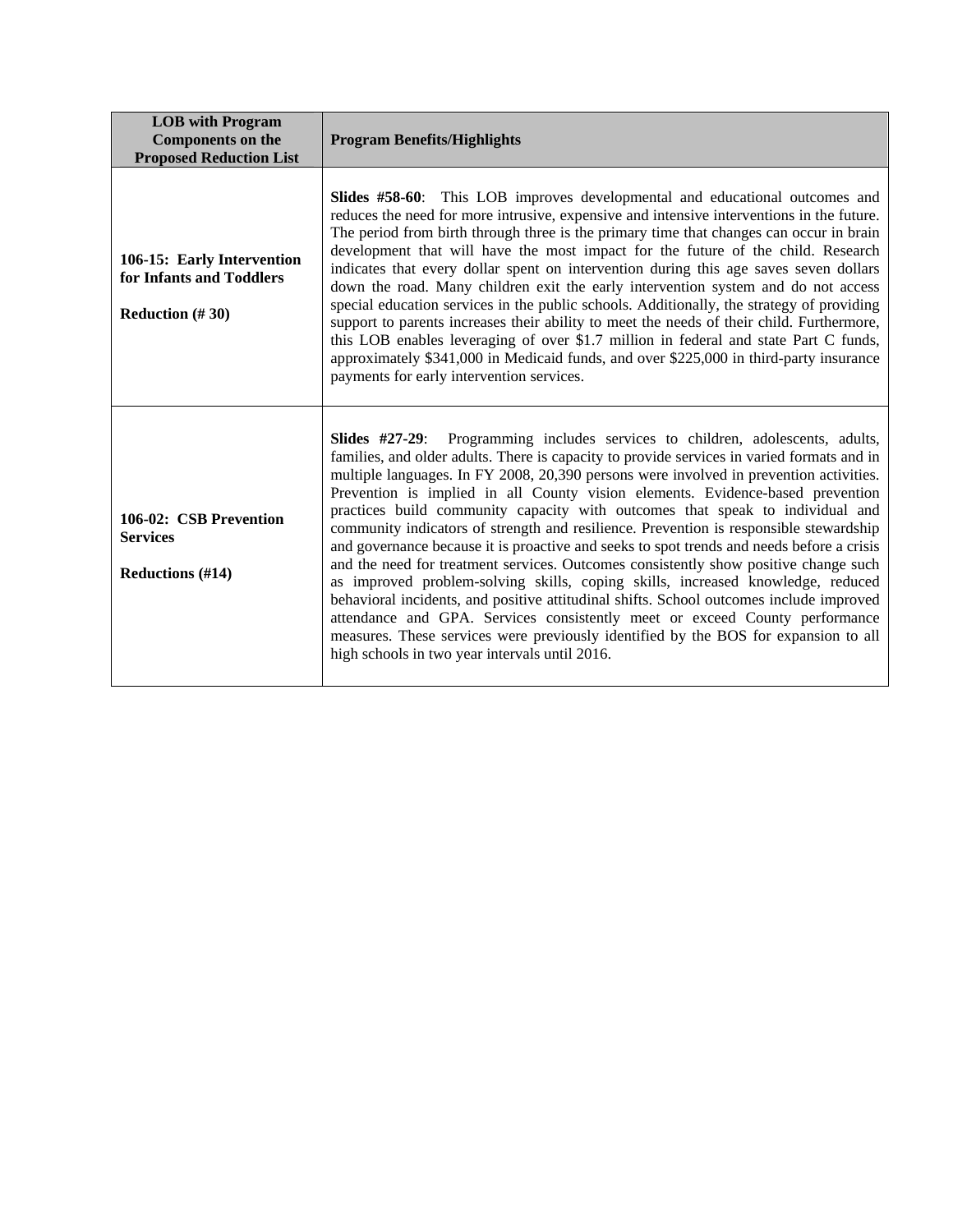| LOB with Program Components on the Proposed Reduction List | Program Benefits/Highlights |
|---|---|
| **106-15: Early Intervention for Infants and Toddlers**<br><br>**Reduction (# 30)** | **Slides #58-60**: This LOB improves developmental and educational outcomes and reduces the need for more intrusive, expensive and intensive interventions in the future. The period from birth through three is the primary time that changes can occur in brain development that will have the most impact for the future of the child. Research indicates that every dollar spent on intervention during this age saves seven dollars down the road. Many children exit the early intervention system and do not access special education services in the public schools. Additionally, the strategy of providing support to parents increases their ability to meet the needs of their child. Furthermore, this LOB enables leveraging of over $1.7 million in federal and state Part C funds, approximately $341,000 in Medicaid funds, and over $225,000 in third-party insurance payments for early intervention services. |
| **106-02: CSB Prevention Services**<br><br>**Reductions (#14)** | **Slides #27-29**: Programming includes services to children, adolescents, adults, families, and older adults. There is capacity to provide services in varied formats and in multiple languages. In FY 2008, 20,390 persons were involved in prevention activities. Prevention is implied in all County vision elements. Evidence-based prevention practices build community capacity with outcomes that speak to individual and community indicators of strength and resilience. Prevention is responsible stewardship and governance because it is proactive and seeks to spot trends and needs before a crisis and the need for treatment services. Outcomes consistently show positive change such as improved problem-solving skills, coping skills, increased knowledge, reduced behavioral incidents, and positive attitudinal shifts. School outcomes include improved attendance and GPA. Services consistently meet or exceed County performance measures. These services were previously identified by the BOS for expansion to all high schools in two year intervals until 2016. |